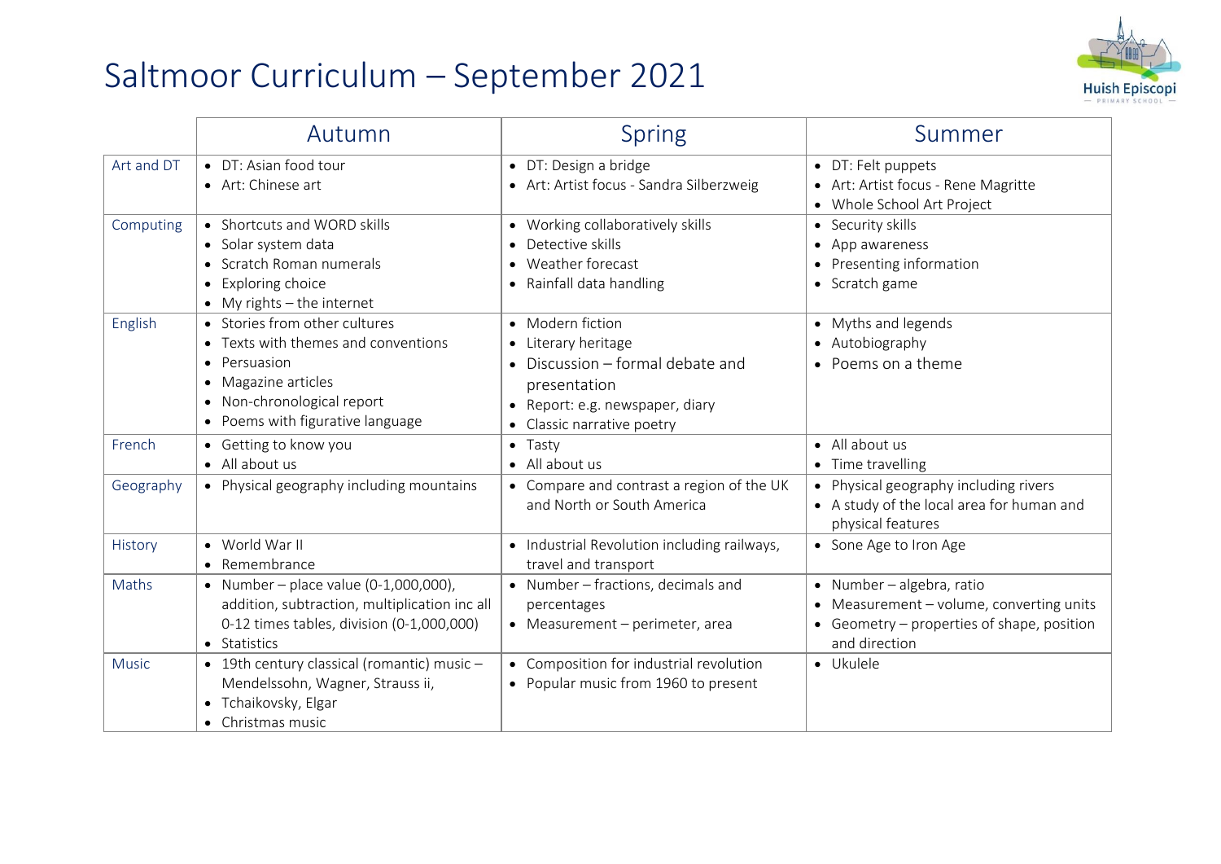# Saltmoor Curriculum – September 2021

| | Autumn | Spring | Summer |
|---|---|---|---|
| Art and DT | • DT: Asian food tour<br>• Art: Chinese art | • DT: Design a bridge<br>• Art: Artist focus - Sandra Silberzweig | • DT: Felt puppets<br>• Art: Artist focus - Rene Magritte<br>• Whole School Art Project |
| Computing | • Shortcuts and WORD skills<br>• Solar system data<br>• Scratch Roman numerals<br>• Exploring choice<br>• My rights – the internet | • Working collaboratively skills<br>• Detective skills<br>• Weather forecast<br>• Rainfall data handling | • Security skills<br>• App awareness<br>• Presenting information<br>• Scratch game |
| English | • Stories from other cultures<br>• Texts with themes and conventions<br>• Persuasion<br>• Magazine articles<br>• Non-chronological report<br>• Poems with figurative language | • Modern fiction<br>• Literary heritage<br>• Discussion – formal debate and presentation<br>• Report: e.g. newspaper, diary<br>• Classic narrative poetry | • Myths and legends<br>• Autobiography<br>• Poems on a theme |
| French | • Getting to know you<br>• All about us | • Tasty<br>• All about us | • All about us<br>• Time travelling |
| Geography | • Physical geography including mountains | • Compare and contrast a region of the UK and North or South America | • Physical geography including rivers<br>• A study of the local area for human and physical features |
| History | • World War II<br>• Remembrance | • Industrial Revolution including railways, travel and transport | • Sone Age to Iron Age |
| Maths | • Number – place value (0-1,000,000), addition, subtraction, multiplication inc all 0-12 times tables, division (0-1,000,000)<br>• Statistics | • Number – fractions, decimals and percentages<br>• Measurement – perimeter, area | • Number – algebra, ratio<br>• Measurement – volume, converting units<br>• Geometry – properties of shape, position and direction |
| Music | • 19th century classical (romantic) music – Mendelssohn, Wagner, Strauss ii,<br>• Tchaikovsky, Elgar<br>• Christmas music | • Composition for industrial revolution<br>• Popular music from 1960 to present | • Ukulele |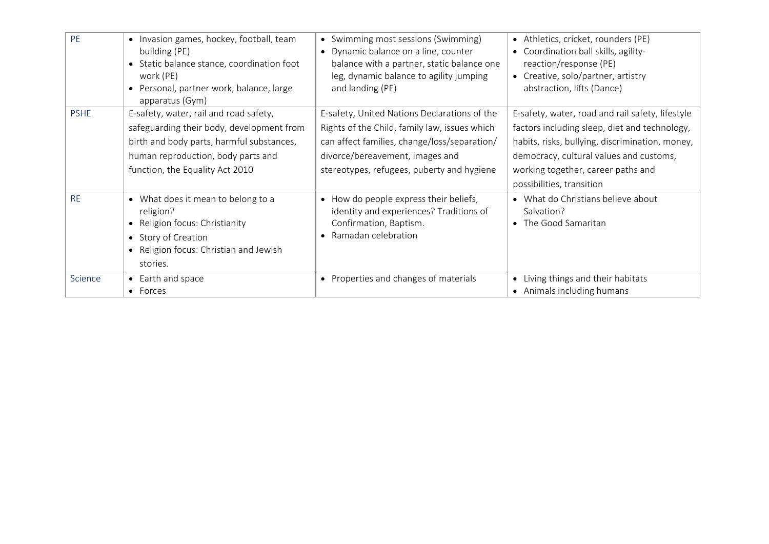| | | | |
|---|---|---|---|
| PE | • Invasion games, hockey, football, team building (PE)<br>• Static balance stance, coordination foot work (PE)<br>• Personal, partner work, balance, large apparatus (Gym) | • Swimming most sessions (Swimming)<br>• Dynamic balance on a line, counter balance with a partner, static balance one leg, dynamic balance to agility jumping and landing (PE) | • Athletics, cricket, rounders (PE)<br>• Coordination ball skills, agility-reaction/response (PE)<br>• Creative, solo/partner, artistry abstraction, lifts (Dance) |
| PSHE | E-safety, water, rail and road safety, safeguarding their body, development from birth and body parts, harmful substances, human reproduction, body parts and function, the Equality Act 2010 | E-safety, United Nations Declarations of the Rights of the Child, family law, issues which can affect families, change/loss/separation/ divorce/bereavement, images and stereotypes, refugees, puberty and hygiene | E-safety, water, road and rail safety, lifestyle factors including sleep, diet and technology, habits, risks, bullying, discrimination, money, democracy, cultural values and customs, working together, career paths and possibilities, transition |
| RE | • What does it mean to belong to a religion?<br>• Religion focus: Christianity<br>• Story of Creation<br>• Religion focus: Christian and Jewish stories. | • How do people express their beliefs, identity and experiences? Traditions of Confirmation, Baptism.<br>• Ramadan celebration | • What do Christians believe about Salvation?<br>• The Good Samaritan |
| Science | • Earth and space<br>• Forces | • Properties and changes of materials | • Living things and their habitats<br>• Animals including humans |